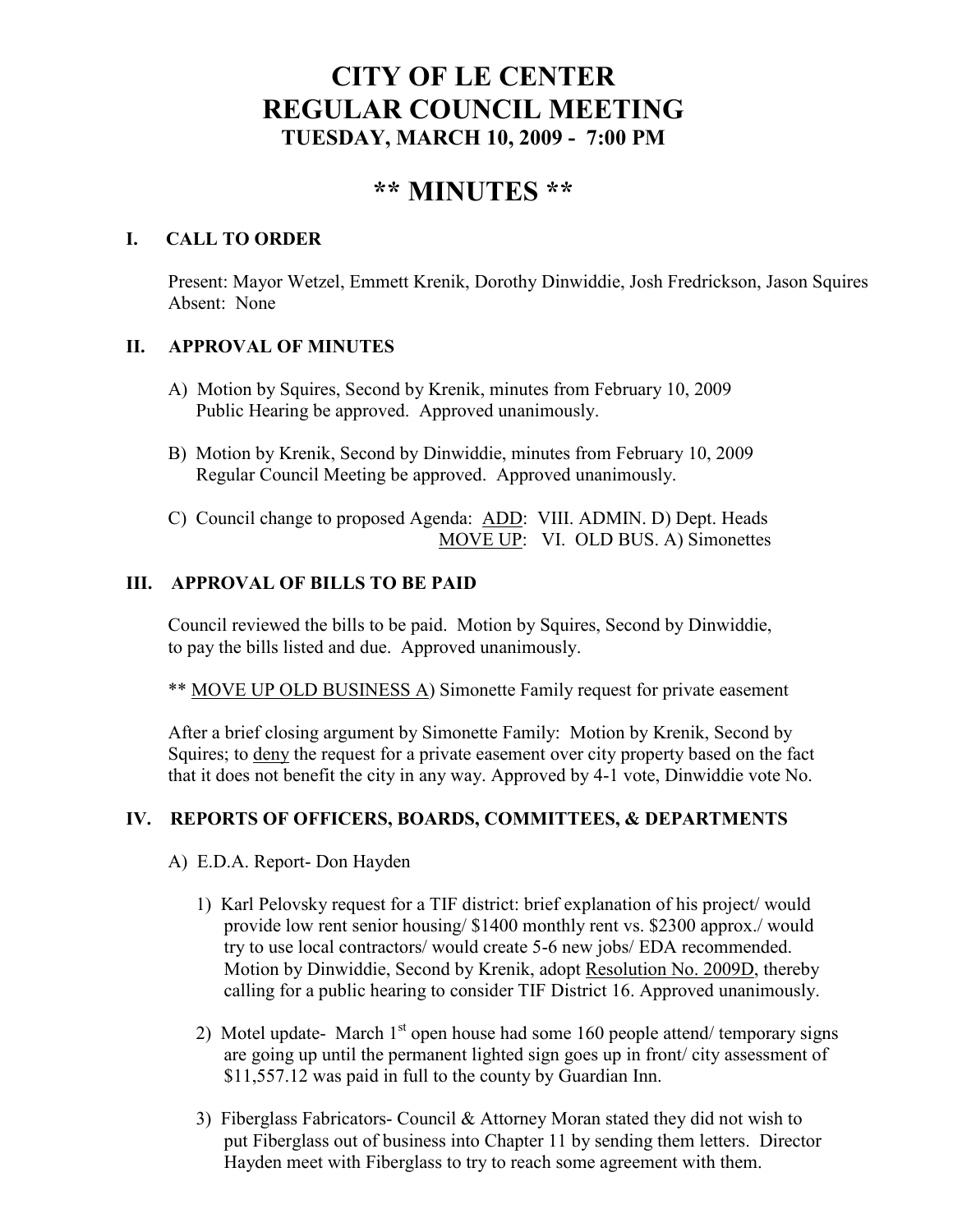# CITY OF LE CENTER
# REGULAR COUNCIL MEETING
### TUESDAY, MARCH 10, 2009 - 7:00 PM

# ** MINUTES **

## I. CALL TO ORDER

Present: Mayor Wetzel, Emmett Krenik, Dorothy Dinwiddie, Josh Fredrickson, Jason Squires
Absent: None

## II. APPROVAL OF MINUTES

A) Motion by Squires, Second by Krenik, minutes from February 10, 2009 Public Hearing be approved. Approved unanimously.

B) Motion by Krenik, Second by Dinwiddie, minutes from February 10, 2009 Regular Council Meeting be approved. Approved unanimously.

C) Council change to proposed Agenda: ADD: VIII. ADMIN. D) Dept. Heads
MOVE UP: VI. OLD BUS. A) Simonettes

## III. APPROVAL OF BILLS TO BE PAID

Council reviewed the bills to be paid. Motion by Squires, Second by Dinwiddie, to pay the bills listed and due. Approved unanimously.

** MOVE UP OLD BUSINESS A) Simonette Family request for private easement

After a brief closing argument by Simonette Family: Motion by Krenik, Second by Squires; to deny the request for a private easement over city property based on the fact that it does not benefit the city in any way. Approved by 4-1 vote, Dinwiddie vote No.

## IV. REPORTS OF OFFICERS, BOARDS, COMMITTEES, & DEPARTMENTS

A) E.D.A. Report- Don Hayden

1) Karl Pelovsky request for a TIF district: brief explanation of his project/ would provide low rent senior housing/ $1400 monthly rent vs. $2300 approx./ would try to use local contractors/ would create 5-6 new jobs/ EDA recommended. Motion by Dinwiddie, Second by Krenik, adopt Resolution No. 2009D, thereby calling for a public hearing to consider TIF District 16. Approved unanimously.

2) Motel update- March 1st open house had some 160 people attend/ temporary signs are going up until the permanent lighted sign goes up in front/ city assessment of $11,557.12 was paid in full to the county by Guardian Inn.

3) Fiberglass Fabricators- Council & Attorney Moran stated they did not wish to put Fiberglass out of business into Chapter 11 by sending them letters. Director Hayden meet with Fiberglass to try to reach some agreement with them.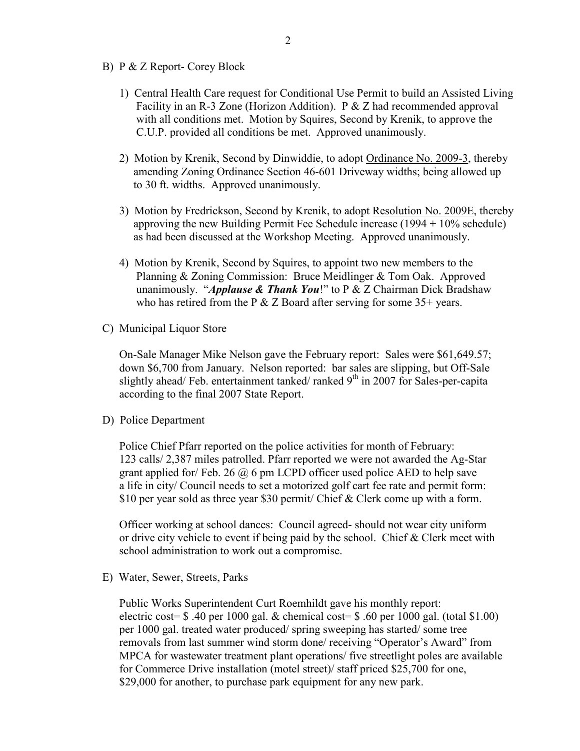B) P & Z Report- Corey Block

1) Central Health Care request for Conditional Use Permit to build an Assisted Living Facility in an R-3 Zone (Horizon Addition). P & Z had recommended approval with all conditions met. Motion by Squires, Second by Krenik, to approve the C.U.P. provided all conditions be met. Approved unanimously.

2) Motion by Krenik, Second by Dinwiddie, to adopt <u>Ordinance No. 2009-3</u>, thereby amending Zoning Ordinance Section 46-601 Driveway widths; being allowed up to 30 ft. widths. Approved unanimously.

3) Motion by Fredrickson, Second by Krenik, to adopt <u>Resolution No. 2009E</u>, thereby approving the new Building Permit Fee Schedule increase (1994 + 10% schedule) as had been discussed at the Workshop Meeting. Approved unanimously.

4) Motion by Krenik, Second by Squires, to appoint two new members to the Planning & Zoning Commission: Bruce Meidlinger & Tom Oak. Approved unanimously. "***Applause & Thank You***!" to P & Z Chairman Dick Bradshaw who has retired from the P & Z Board after serving for some 35+ years.

C) Municipal Liquor Store

On-Sale Manager Mike Nelson gave the February report: Sales were $61,649.57; down $6,700 from January. Nelson reported: bar sales are slipping, but Off-Sale slightly ahead/ Feb. entertainment tanked/ ranked 9th in 2007 for Sales-per-capita according to the final 2007 State Report.

D) Police Department

Police Chief Pfarr reported on the police activities for month of February: 123 calls/ 2,387 miles patrolled. Pfarr reported we were not awarded the Ag-Star grant applied for/ Feb. 26 @ 6 pm LCPD officer used police AED to help save a life in city/ Council needs to set a motorized golf cart fee rate and permit form: $10 per year sold as three year $30 permit/ Chief & Clerk come up with a form.

Officer working at school dances: Council agreed- should not wear city uniform or drive city vehicle to event if being paid by the school. Chief & Clerk meet with school administration to work out a compromise.

E) Water, Sewer, Streets, Parks

Public Works Superintendent Curt Roemhildt gave his monthly report: electric cost= $ .40 per 1000 gal. & chemical cost= $ .60 per 1000 gal. (total $1.00) per 1000 gal. treated water produced/ spring sweeping has started/ some tree removals from last summer wind storm done/ receiving "Operator's Award" from MPCA for wastewater treatment plant operations/ five streetlight poles are available for Commerce Drive installation (motel street)/ staff priced $25,700 for one, $29,000 for another, to purchase park equipment for any new park.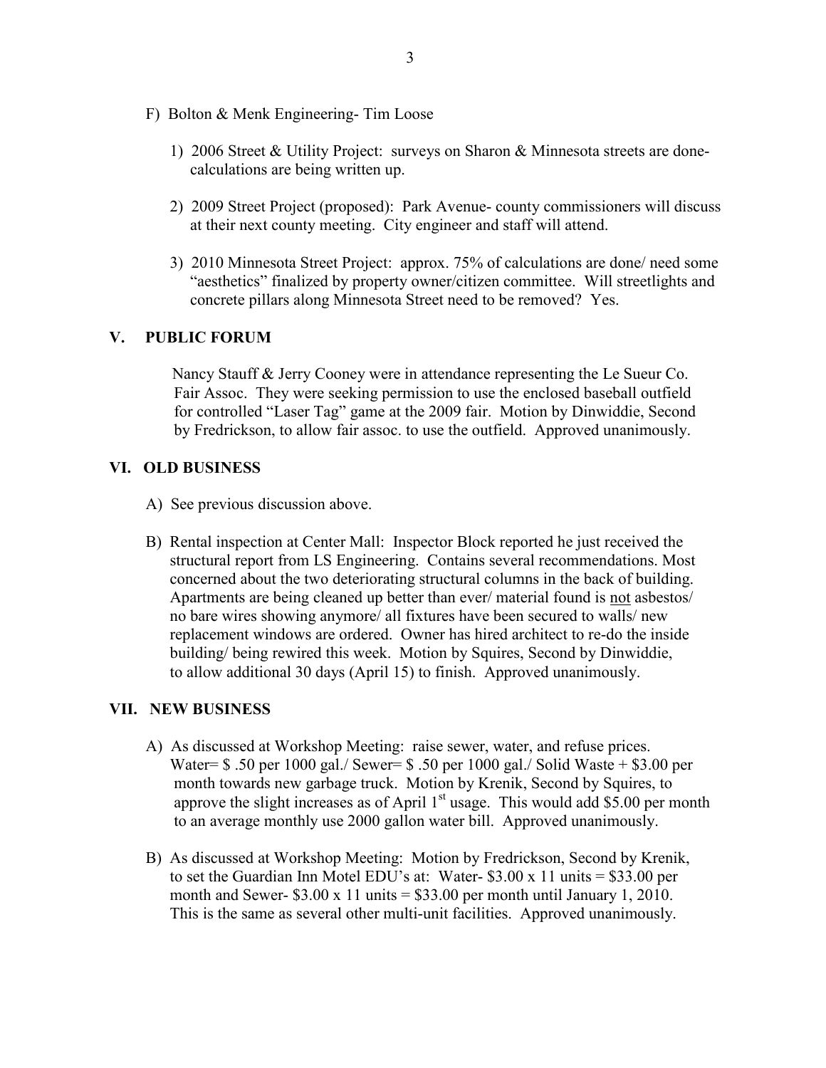F) Bolton & Menk Engineering- Tim Loose

1) 2006 Street & Utility Project: surveys on Sharon & Minnesota streets are done- calculations are being written up.

2) 2009 Street Project (proposed): Park Avenue- county commissioners will discuss at their next county meeting. City engineer and staff will attend.

3) 2010 Minnesota Street Project: approx. 75% of calculations are done/ need some "aesthetics" finalized by property owner/citizen committee. Will streetlights and concrete pillars along Minnesota Street need to be removed? Yes.

## V. PUBLIC FORUM

Nancy Stauff & Jerry Cooney were in attendance representing the Le Sueur Co. Fair Assoc. They were seeking permission to use the enclosed baseball outfield for controlled "Laser Tag" game at the 2009 fair. Motion by Dinwiddie, Second by Fredrickson, to allow fair assoc. to use the outfield. Approved unanimously.

## VI. OLD BUSINESS

A) See previous discussion above.

B) Rental inspection at Center Mall: Inspector Block reported he just received the structural report from LS Engineering. Contains several recommendations. Most concerned about the two deteriorating structural columns in the back of building. Apartments are being cleaned up better than ever/ material found is <u>not</u> asbestos/ no bare wires showing anymore/ all fixtures have been secured to walls/ new replacement windows are ordered. Owner has hired architect to re-do the inside building/ being rewired this week. Motion by Squires, Second by Dinwiddie, to allow additional 30 days (April 15) to finish. Approved unanimously.

## VII. NEW BUSINESS

A) As discussed at Workshop Meeting: raise sewer, water, and refuse prices. Water= $ .50 per 1000 gal./ Sewer= $ .50 per 1000 gal./ Solid Waste + $3.00 per month towards new garbage truck. Motion by Krenik, Second by Squires, to approve the slight increases as of April 1st usage. This would add $5.00 per month to an average monthly use 2000 gallon water bill. Approved unanimously.

B) As discussed at Workshop Meeting: Motion by Fredrickson, Second by Krenik, to set the Guardian Inn Motel EDU's at: Water- $3.00 x 11 units = $33.00 per month and Sewer- $3.00 x 11 units = $33.00 per month until January 1, 2010. This is the same as several other multi-unit facilities. Approved unanimously.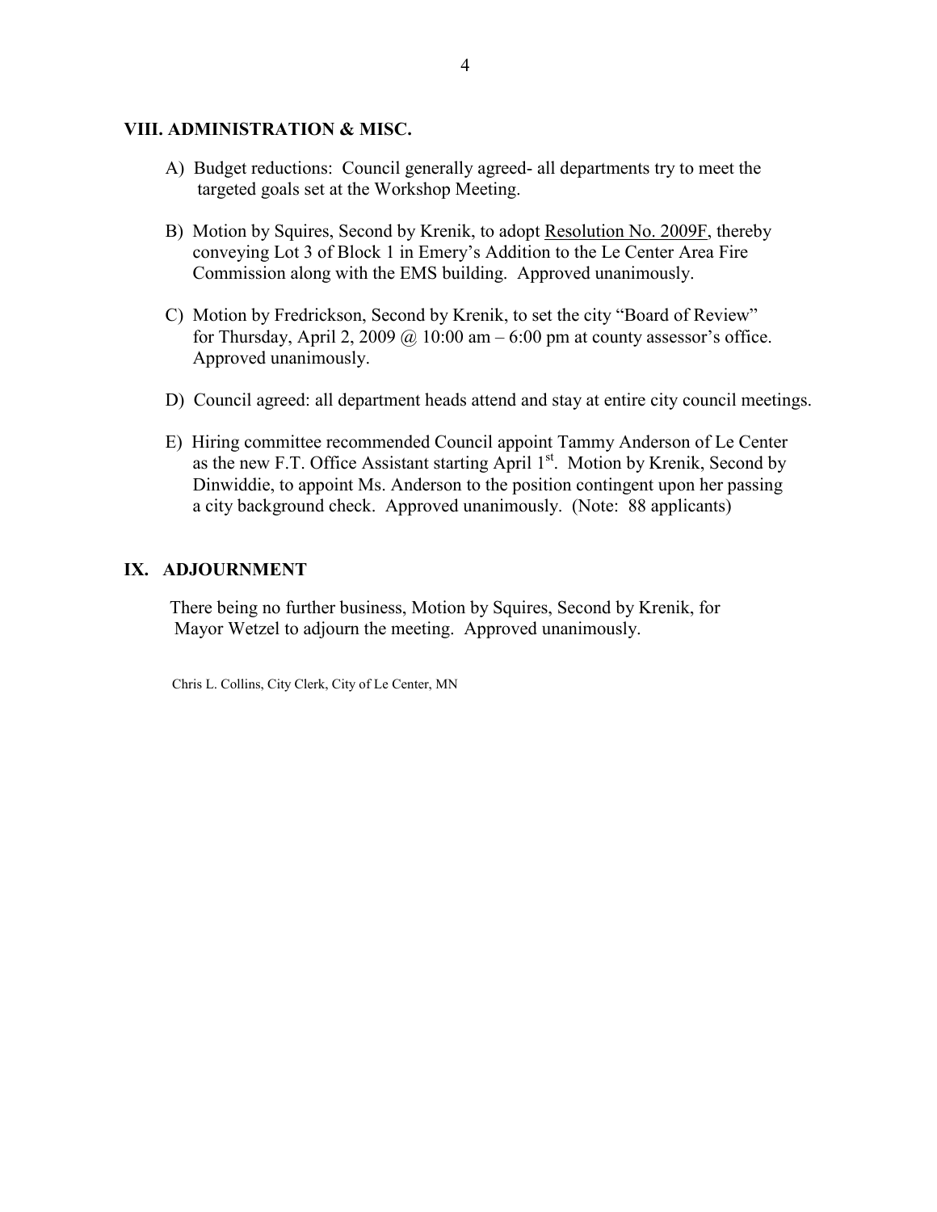## VIII. ADMINISTRATION & MISC.

A) Budget reductions: Council generally agreed- all departments try to meet the targeted goals set at the Workshop Meeting.

B) Motion by Squires, Second by Krenik, to adopt <u>Resolution No. 2009F</u>, thereby conveying Lot 3 of Block 1 in Emery's Addition to the Le Center Area Fire Commission along with the EMS building. Approved unanimously.

C) Motion by Fredrickson, Second by Krenik, to set the city "Board of Review" for Thursday, April 2, 2009 @ 10:00 am – 6:00 pm at county assessor's office. Approved unanimously.

D) Council agreed: all department heads attend and stay at entire city council meetings.

E) Hiring committee recommended Council appoint Tammy Anderson of Le Center as the new F.T. Office Assistant starting April 1st. Motion by Krenik, Second by Dinwiddie, to appoint Ms. Anderson to the position contingent upon her passing a city background check. Approved unanimously. (Note: 88 applicants)

## IX. ADJOURNMENT

There being no further business, Motion by Squires, Second by Krenik, for Mayor Wetzel to adjourn the meeting. Approved unanimously.

Chris L. Collins, City Clerk, City of Le Center, MN